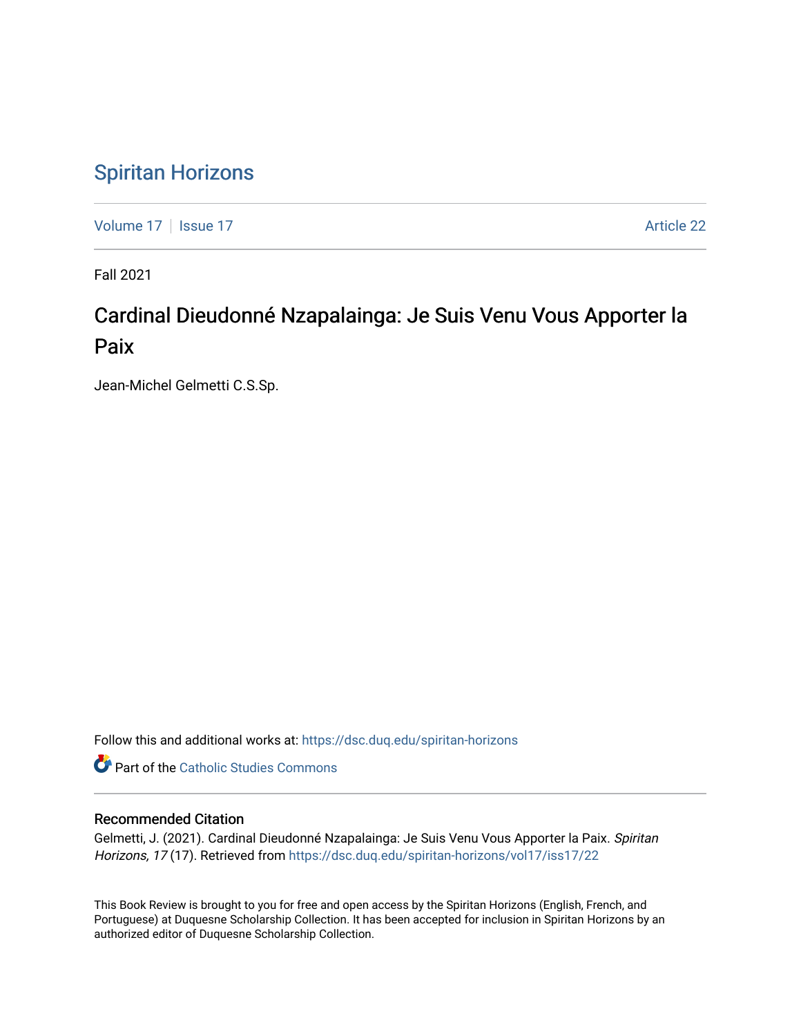# Spiritan Horizons

Volume 17 | Issue 17 | Article 22

Fall 2021

## Cardinal Dieudonné Nzapalainga: Je Suis Venu Vous Apporter la Paix

Jean-Michel Gelmetti C.S.Sp.

Follow this and additional works at: https://dsc.duq.edu/spiritan-horizons

Part of the Catholic Studies Commons

### Recommended Citation

Gelmetti, J. (2021). Cardinal Dieudonné Nzapalainga: Je Suis Venu Vous Apporter la Paix. *Spiritan Horizons, 17* (17). Retrieved from https://dsc.duq.edu/spiritan-horizons/vol17/iss17/22

This Book Review is brought to you for free and open access by the Spiritan Horizons (English, French, and Portuguese) at Duquesne Scholarship Collection. It has been accepted for inclusion in Spiritan Horizons by an authorized editor of Duquesne Scholarship Collection.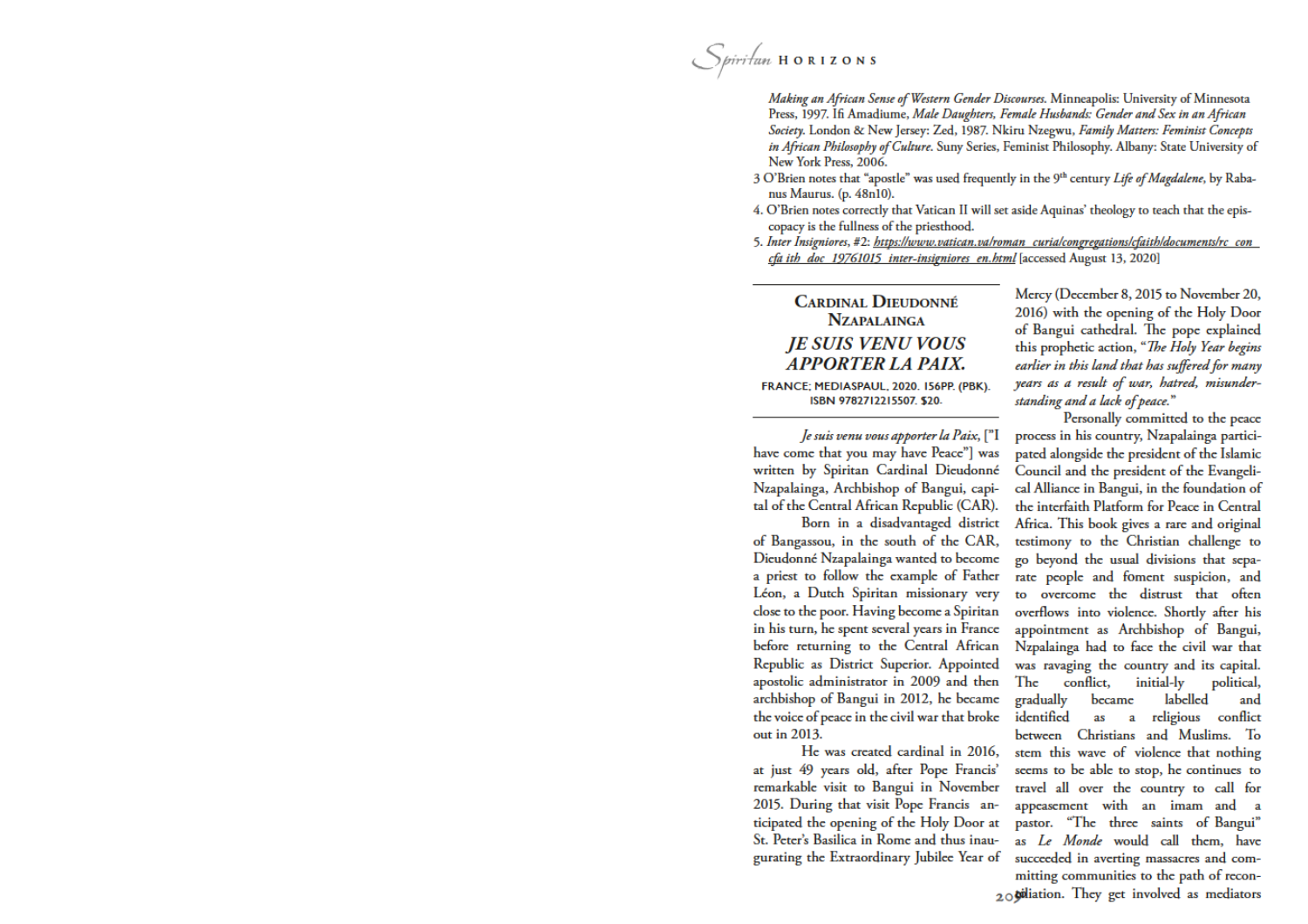*Making an African Sense of Western Gender Discourses*. Minneapolis: University of Minnesota Press, 1997. Ifi Amadiume, *Male Daughters, Female Husbands: Gender and Sex in an African Society*. London & New Jersey: Zed, 1987. Nkiru Nzegwu, *Family Matters: Feminist Concepts in African Philosophy of Culture*. Suny Series, Feminist Philosophy. Albany: State University of New York Press, 2006.

3 O'Brien notes that "apostle" was used frequently in the 9th century *Life of Magdalene*, by Rabanus Maurus. (p. 48n10).

4. O'Brien notes correctly that Vatican II will set aside Aquinas' theology to teach that the episcopacy is the fullness of the priesthood.

5. *Inter Insigniores*, #2: https://www.vatican.va/roman_curia/congregations/cfaith/documents/rc_con_cfaith_doc_19761015_inter-insigniores_en.html [accessed August 13, 2020]

---

## Cardinal Dieudonné Nzapalainga

### *JE SUIS VENU VOUS APPORTER LA PAIX.*

FRANCE; MEDIASPAUL, 2020. 156PP. (PBK). ISBN 9782712215507. $20.

*Je suis venu vous apporter la Paix*, ["I have come that you may have Peace"] was written by Spiritan Cardinal Dieudonné Nzapalainga, Archbishop of Bangui, capital of the Central African Republic (CAR).

Born in a disadvantaged district of Bangassou, in the south of the CAR, Dieudonné Nzapalainga wanted to become a priest to follow the example of Father Léon, a Dutch Spiritan missionary very close to the poor. Having become a Spiritan in his turn, he spent several years in France before returning to the Central African Republic as District Superior. Appointed apostolic administrator in 2009 and then archbishop of Bangui in 2012, he became the voice of peace in the civil war that broke out in 2013.

He was created cardinal in 2016, at just 49 years old, after Pope Francis' remarkable visit to Bangui in November 2015. During that visit Pope Francis anticipated the opening of the Holy Door at St. Peter's Basilica in Rome and thus inaugurating the Extraordinary Jubilee Year of Mercy (December 8, 2015 to November 20, 2016) with the opening of the Holy Door of Bangui cathedral. The pope explained this prophetic action, "*The Holy Year begins earlier in this land that has suffered for many years as a result of war, hatred, misunderstanding and a lack of peace.*"

Personally committed to the peace process in his country, Nzapalainga participated alongside the president of the Islamic Council and the president of the Evangelical Alliance in Bangui, in the foundation of the interfaith Platform for Peace in Central Africa. This book gives a rare and original testimony to the Christian challenge to go beyond the usual divisions that separate people and foment suspicion, and to overcome the distrust that often overflows into violence. Shortly after his appointment as Archbishop of Bangui, Nzpalainga had to face the civil war that was ravaging the country and its capital. The conflict, initial-ly political, gradually became labelled and identified as a religious conflict between Christians and Muslims. To stem this wave of violence that nothing seems to be able to stop, he continues to travel all over the country to call for appeasement with an imam and a pastor. "The three saints of Bangui" as *Le Monde* would call them, have succeeded in averting massacres and committing communities to the path of reconciliation. They get involved as mediators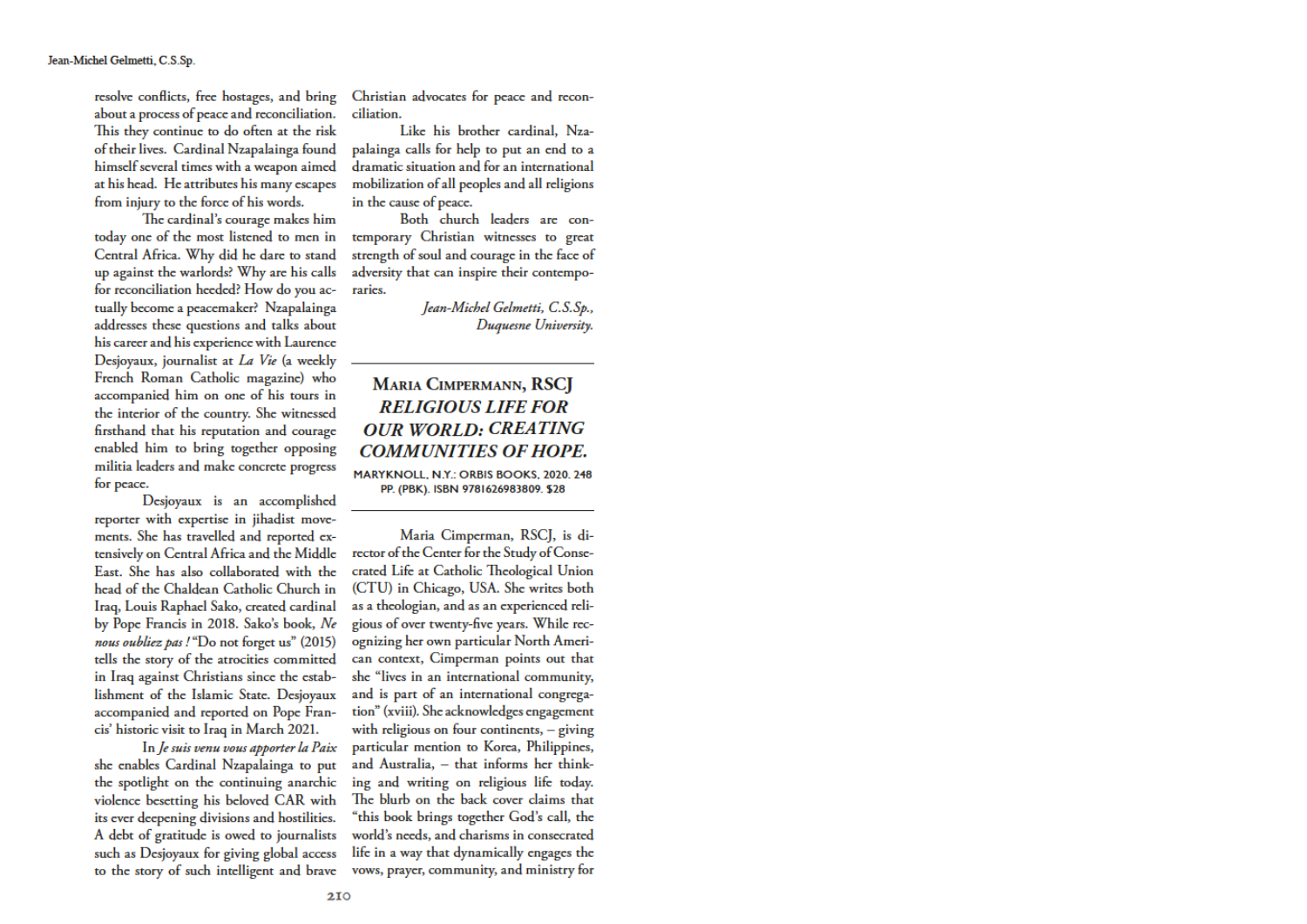resolve conflicts, free hostages, and bring about a process of peace and reconciliation. This they continue to do often at the risk of their lives. Cardinal Nzapalainga found himself several times with a weapon aimed at his head. He attributes his many escapes from injury to the force of his words.

The cardinal's courage makes him today one of the most listened to men in Central Africa. Why did he dare to stand up against the warlords? Why are his calls for reconciliation heeded? How do you actually become a peacemaker? Nzapalainga addresses these questions and talks about his career and his experience with Laurence Desjoyaux, journalist at *La Vie* (a weekly French Roman Catholic magazine) who accompanied him on one of his tours in the interior of the country. She witnessed firsthand that his reputation and courage enabled him to bring together opposing militia leaders and make concrete progress for peace.

Desjoyaux is an accomplished reporter with expertise in jihadist movements. She has travelled and reported extensively on Central Africa and the Middle East. She has also collaborated with the head of the Chaldean Catholic Church in Iraq, Louis Raphael Sako, created cardinal by Pope Francis in 2018. Sako's book, *Ne nous oubliez pas !* "Do not forget us" (2015) tells the story of the atrocities committed in Iraq against Christians since the establishment of the Islamic State. Desjoyaux accompanied and reported on Pope Francis' historic visit to Iraq in March 2021.

In *Je suis venu vous apporter la Paix* she enables Cardinal Nzapalainga to put the spotlight on the continuing anarchic violence besetting his beloved CAR with its ever deepening divisions and hostilities. A debt of gratitude is owed to journalists such as Desjoyaux for giving global access to the story of such intelligent and brave Christian advocates for peace and reconciliation.

Like his brother cardinal, Nzapalainga calls for help to put an end to a dramatic situation and for an international mobilization of all peoples and all religions in the cause of peace.

Both church leaders are contemporary Christian witnesses to great strength of soul and courage in the face of adversity that can inspire their contemporaries.

*Jean-Michel Gelmetti, C.S.Sp., Duquesne University.*

---

## Maria Cimpermann, RSCJ *Religious Life for Our World: Creating Communities of Hope.*

MARYKNOLL, N.Y.: ORBIS BOOKS, 2020. 248 PP. (PBK). ISBN 9781626983809. $28

---

Maria Cimperman, RSCJ, is director of the Center for the Study of Consecrated Life at Catholic Theological Union (CTU) in Chicago, USA. She writes both as a theologian, and as an experienced religious of over twenty-five years. While recognizing her own particular North American context, Cimperman points out that she "lives in an international community, and is part of an international congregation" (xviii). She acknowledges engagement with religious on four continents, – giving particular mention to Korea, Philippines, and Australia, – that informs her thinking and writing on religious life today. The blurb on the back cover claims that "this book brings together God's call, the world's needs, and charisms in consecrated life in a way that dynamically engages the vows, prayer, community, and ministry for